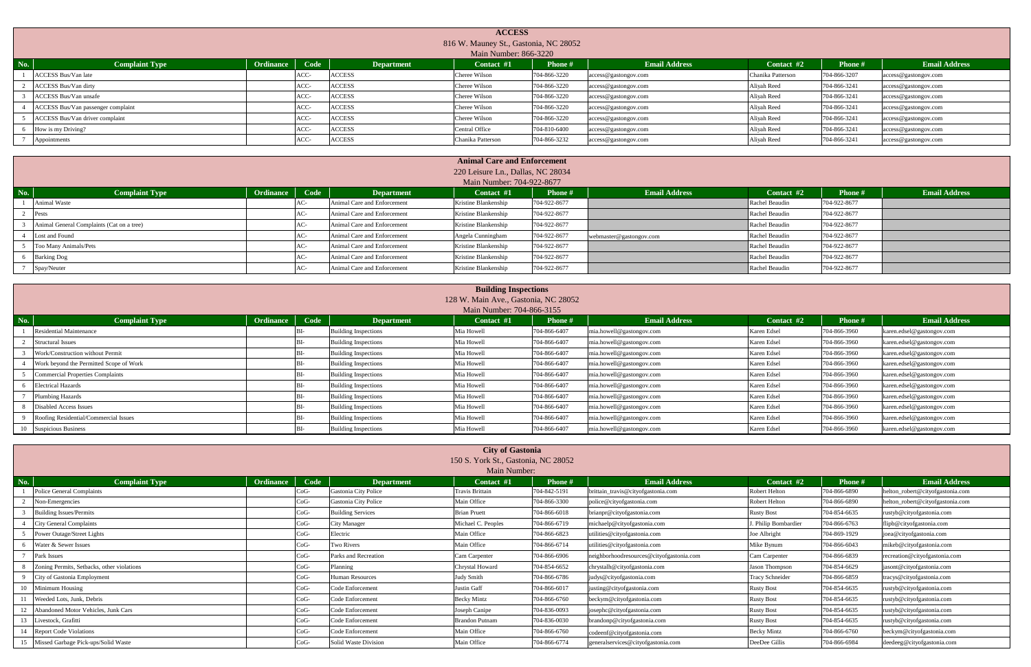## ACCESS

816 W. Mauney St., Gastonia, NC 28052

Main Number: 866-3220

| No. | Complaint Type | Ordinance | Code | Department | Contact #1 | Phone # | Email Address | Contact #2 | Phone # | Email Address |
|---|---|---|---|---|---|---|---|---|---|---|
| 1 | ACCESS Bus/Van late | | ACC- | ACCESS | Cheree Wilson | 704-866-3220 | access@gastongov.com | Chanika Patterson | 704-866-3207 | access@gastongov.com |
| 2 | ACCESS Bus/Van dirty | | ACC- | ACCESS | Cheree Wilson | 704-866-3220 | access@gastongov.com | Aliyah Reed | 704-866-3241 | access@gastongov.com |
| 3 | ACCESS Bus/Van unsafe | | ACC- | ACCESS | Cheree Wilson | 704-866-3220 | access@gastongov.com | Aliyah Reed | 704-866-3241 | access@gastongov.com |
| 4 | ACCESS Bus/Van passenger complaint | | ACC- | ACCESS | Cheree Wilson | 704-866-3220 | access@gastongov.com | Aliyah Reed | 704-866-3241 | access@gastongov.com |
| 5 | ACCESS Bus/Van driver complaint | | ACC- | ACCESS | Cheree Wilson | 704-866-3220 | access@gastongov.com | Aliyah Reed | 704-866-3241 | access@gastongov.com |
| 6 | How is my Driving? | | ACC- | ACCESS | Central Office | 704-810-6400 | access@gastongov.com | Aliyah Reed | 704-866-3241 | access@gastongov.com |
| 7 | Appointments | | ACC- | ACCESS | Chanika Patterson | 704-866-3232 | access@gastongov.com | Aliyah Reed | 704-866-3241 | access@gastongov.com |

## Animal Care and Enforcement

220 Leisure Ln., Dallas, NC 28034

Main Number: 704-922-8677

| No. | Complaint Type | Ordinance | Code | Department | Contact #1 | Phone # | Email Address | Contact #2 | Phone # | Email Address |
|---|---|---|---|---|---|---|---|---|---|---|
| 1 | Animal Waste | | AC- | Animal Care and Enforcement | Kristine Blankenship | 704-922-8677 | | Rachel Beaudin | 704-922-8677 | |
| 2 | Pests | | AC- | Animal Care and Enforcement | Kristine Blankenship | 704-922-8677 | | Rachel Beaudin | 704-922-8677 | |
| 3 | Animal General Complaints (Cat on a tree) | | AC- | Animal Care and Enforcement | Kristine Blankenship | 704-922-8677 | | Rachel Beaudin | 704-922-8677 | |
| 4 | Lost and Found | | AC- | Animal Care and Enforcement | Angela Cunningham | 704-922-8677 | webmaster@gastongov.com | Rachel Beaudin | 704-922-8677 | |
| 5 | Too Many Animals/Pets | | AC- | Animal Care and Enforcement | Kristine Blankenship | 704-922-8677 | | Rachel Beaudin | 704-922-8677 | |
| 6 | Barking Dog | | AC- | Animal Care and Enforcement | Kristine Blankenship | 704-922-8677 | | Rachel Beaudin | 704-922-8677 | |
| 7 | Spay/Neuter | | AC- | Animal Care and Enforcement | Kristine Blankenship | 704-922-8677 | | Rachel Beaudin | 704-922-8677 | |

## Building Inspections

128 W. Main Ave., Gastonia, NC 28052

Main Number: 704-866-3155

| No. | Complaint Type | Ordinance | Code | Department | Contact #1 | Phone # | Email Address | Contact #2 | Phone # | Email Address |
|---|---|---|---|---|---|---|---|---|---|---|
| 1 | Residential Maintenance | | BI- | Building Inspections | Mia Howell | 704-866-6407 | mia.howell@gastongov.com | Karen Edsel | 704-866-3960 | karen.edsel@gastongov.com |
| 2 | Structural Issues | | BI- | Building Inspections | Mia Howell | 704-866-6407 | mia.howell@gastongov.com | Karen Edsel | 704-866-3960 | karen.edsel@gastongov.com |
| 3 | Work/Construction without Permit | | BI- | Building Inspections | Mia Howell | 704-866-6407 | mia.howell@gastongov.com | Karen Edsel | 704-866-3960 | karen.edsel@gastongov.com |
| 4 | Work beyond the Permitted Scope of Work | | BI- | Building Inspections | Mia Howell | 704-866-6407 | mia.howell@gastongov.com | Karen Edsel | 704-866-3960 | karen.edsel@gastongov.com |
| 5 | Commercial Properties Complaints | | BI- | Building Inspections | Mia Howell | 704-866-6407 | mia.howell@gastongov.com | Karen Edsel | 704-866-3960 | karen.edsel@gastongov.com |
| 6 | Electrical Hazards | | BI- | Building Inspections | Mia Howell | 704-866-6407 | mia.howell@gastongov.com | Karen Edsel | 704-866-3960 | karen.edsel@gastongov.com |
| 7 | Plumbing Hazards | | BI- | Building Inspections | Mia Howell | 704-866-6407 | mia.howell@gastongov.com | Karen Edsel | 704-866-3960 | karen.edsel@gastongov.com |
| 8 | Disabled Access Issues | | BI- | Building Inspections | Mia Howell | 704-866-6407 | mia.howell@gastongov.com | Karen Edsel | 704-866-3960 | karen.edsel@gastongov.com |
| 9 | Roofing Residential/Commercial Issues | | BI- | Building Inspections | Mia Howell | 704-866-6407 | mia.howell@gastongov.com | Karen Edsel | 704-866-3960 | karen.edsel@gastongov.com |
| 10 | Suspicious Business | | BI- | Building Inspections | Mia Howell | 704-866-6407 | mia.howell@gastongov.com | Karen Edsel | 704-866-3960 | karen.edsel@gastongov.com |

## City of Gastonia

150 S. York St., Gastonia, NC 28052

Main Number:

| No. | Complaint Type | Ordinance | Code | Department | Contact #1 | Phone # | Email Address | Contact #2 | Phone # | Email Address |
|---|---|---|---|---|---|---|---|---|---|---|
| 1 | Police General Complaints | | CoG- | Gastonia City Police | Travis Brittain | 704-842-5191 | brittain_travis@cityofgastonia.com | Robert Helton | 704-866-6890 | helton_robert@cityofgastonia.com |
| 2 | Non-Emergencies | | CoG- | Gastonia City Police | Main Office | 704-866-3300 | police@cityofgastonia.com | Robert Helton | 704-866-6890 | helton_robert@cityofgastonia.com |
| 3 | Building Issues/Permits | | CoG- | Building Services | Brian Pruett | 704-866-6018 | brianpr@cityofgastonia.com | Rusty Bost | 704-854-6635 | rustyb@cityofgastonia.com |
| 4 | City General Complaints | | CoG- | City Manager | Michael C. Peoples | 704-866-6719 | michaelp@cityofgastonia.com | J. Philip Bombardier | 704-866-6763 | flipb@cityofgastonia.com |
| 5 | Power Outage/Street Lights | | CoG- | Electric | Main Office | 704-866-6823 | utilities@cityofgastonia.com | Joe Albright | 704-869-1929 | joea@cityofgastonia.com |
| 6 | Water & Sewer Issues | | CoG- | Two Rivers | Main Office | 704-866-6714 | utilities@cityofgastonia.com | Mike Bynum | 704-866-6043 | mikeb@cityofgastonia.com |
| 7 | Park Issues | | CoG- | Parks and Recreation | Cam Carpenter | 704-866-6906 | neighborhoodresources@cityofgastonia.com | Cam Carpenter | 704-866-6839 | recreation@cityofgastonia.com |
| 8 | Zoning Permits, Setbacks, other violations | | CoG- | Planning | Chrystal Howard | 704-854-6652 | chrystalh@cityofgastonia.com | Jason Thompson | 704-854-6629 | jasont@cityofgastonia.com |
| 9 | City of Gastonia Employment | | CoG- | Human Resources | Judy Smith | 704-866-6786 | judys@cityofgastonia.com | Tracy Schneider | 704-866-6859 | tracys@cityofgastonia.com |
| 10 | Minimum Housing | | CoG- | Code Enforcement | Justin Gaff | 704-866-6017 | justing@cityofgastonia.com | Rusty Bost | 704-854-6635 | rustyb@cityofgastonia.com |
| 11 | Weeded Lots, Junk, Debris | | CoG- | Code Enforcement | Becky Mintz | 704-866-6760 | beckym@cityofgastonia.com | Rusty Bost | 704-854-6635 | rustyb@cityofgastonia.com |
| 12 | Abandoned Motor Vehicles, Junk Cars | | CoG- | Code Enforcement | Joseph Canipe | 704-836-0093 | josephc@cityofgastonia.com | Rusty Bost | 704-854-6635 | rustyb@cityofgastonia.com |
| 13 | Livestock, Grafitti | | CoG- | Code Enforcement | Brandon Putnam | 704-836-0030 | brandonp@cityofgastonia.com | Rusty Bost | 704-854-6635 | rustyb@cityofgastonia.com |
| 14 | Report Code Violations | | CoG- | Code Enforcement | Main Office | 704-866-6760 | codeenf@cityofgastonia.com | Becky Mintz | 704-866-6760 | beckym@cityofgastonia.com |
| 15 | Missed Garbage Pick-ups/Solid Waste | | CoG- | Solid Waste Division | Main Office | 704-866-6774 | generalservices@cityofgastonia.com | DeeDee Gillis | 704-866-6984 | deedeeg@cityofgastonia.com |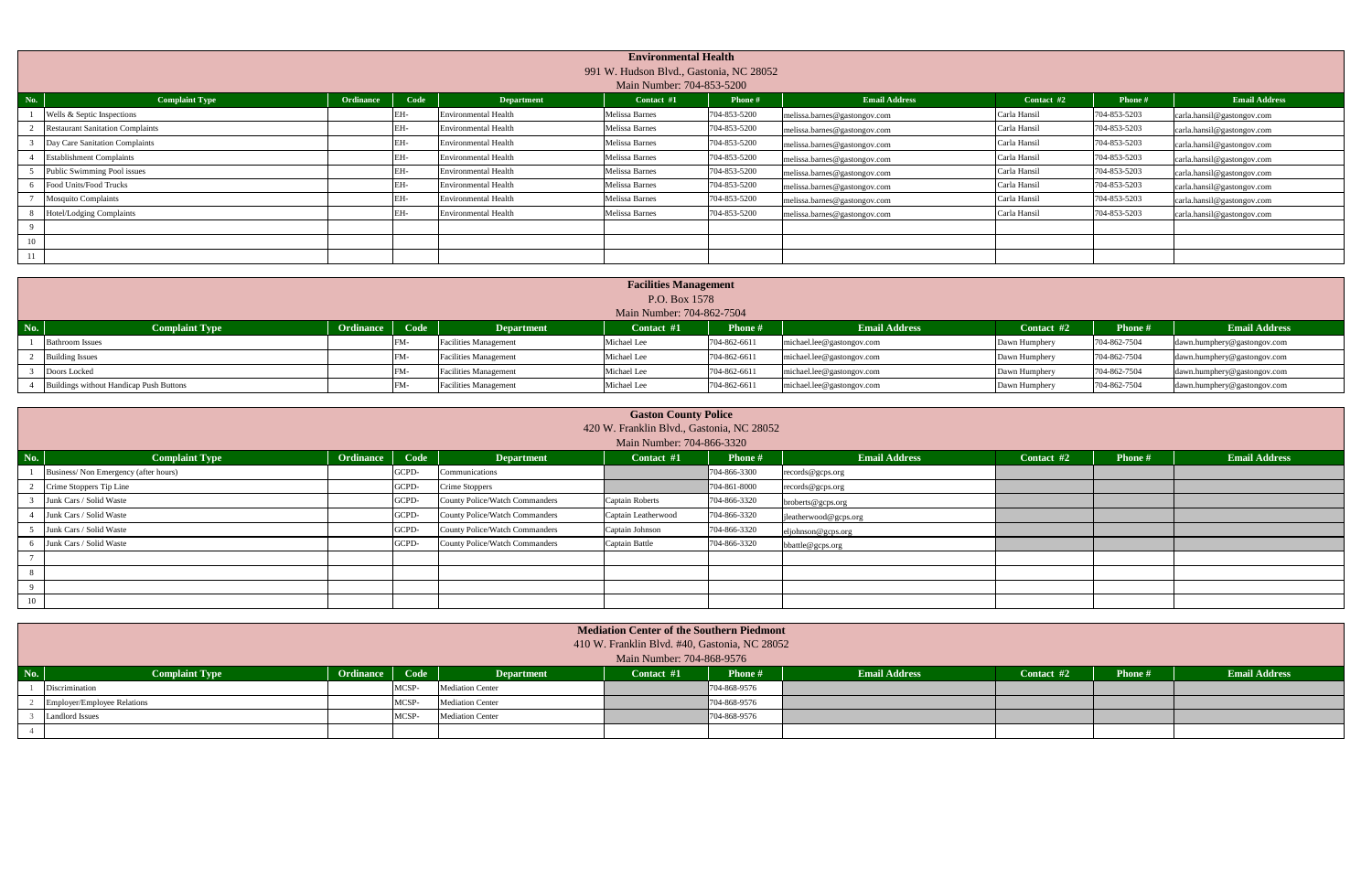## Environmental Health

991 W. Hudson Blvd., Gastonia, NC 28052

Main Number: 704-853-5200

| No. | Complaint Type | Ordinance | Code | Department | Contact #1 | Phone # | Email Address | Contact #2 | Phone # | Email Address |
|---|---|---|---|---|---|---|---|---|---|---|
| 1 | Wells & Septic Inspections | | EH- | Environmental Health | Melissa Barnes | 704-853-5200 | melissa.barnes@gastongov.com | Carla Hansil | 704-853-5203 | carla.hansil@gastongov.com |
| 2 | Restaurant Sanitation Complaints | | EH- | Environmental Health | Melissa Barnes | 704-853-5200 | melissa.barnes@gastongov.com | Carla Hansil | 704-853-5203 | carla.hansil@gastongov.com |
| 3 | Day Care Sanitation Complaints | | EH- | Environmental Health | Melissa Barnes | 704-853-5200 | melissa.barnes@gastongov.com | Carla Hansil | 704-853-5203 | carla.hansil@gastongov.com |
| 4 | Establishment Complaints | | EH- | Environmental Health | Melissa Barnes | 704-853-5200 | melissa.barnes@gastongov.com | Carla Hansil | 704-853-5203 | carla.hansil@gastongov.com |
| 5 | Public Swimming Pool issues | | EH- | Environmental Health | Melissa Barnes | 704-853-5200 | melissa.barnes@gastongov.com | Carla Hansil | 704-853-5203 | carla.hansil@gastongov.com |
| 6 | Food Units/Food Trucks | | EH- | Environmental Health | Melissa Barnes | 704-853-5200 | melissa.barnes@gastongov.com | Carla Hansil | 704-853-5203 | carla.hansil@gastongov.com |
| 7 | Mosquito Complaints | | EH- | Environmental Health | Melissa Barnes | 704-853-5200 | melissa.barnes@gastongov.com | Carla Hansil | 704-853-5203 | carla.hansil@gastongov.com |
| 8 | Hotel/Lodging Complaints | | EH- | Environmental Health | Melissa Barnes | 704-853-5200 | melissa.barnes@gastongov.com | Carla Hansil | 704-853-5203 | carla.hansil@gastongov.com |
| 9 | | | | | | | | | | |
| 10 | | | | | | | | | | |
| 11 | | | | | | | | | | |

## Facilities Management

P.O. Box 1578

Main Number: 704-862-7504

| No. | Complaint Type | Ordinance | Code | Department | Contact #1 | Phone # | Email Address | Contact #2 | Phone # | Email Address |
|---|---|---|---|---|---|---|---|---|---|---|
| 1 | Bathroom Issues | | FM- | Facilities Management | Michael Lee | 704-862-6611 | michael.lee@gastongov.com | Dawn Humphery | 704-862-7504 | dawn.humphery@gastongov.com |
| 2 | Building Issues | | FM- | Facilities Management | Michael Lee | 704-862-6611 | michael.lee@gastongov.com | Dawn Humphery | 704-862-7504 | dawn.humphery@gastongov.com |
| 3 | Doors Locked | | FM- | Facilities Management | Michael Lee | 704-862-6611 | michael.lee@gastongov.com | Dawn Humphery | 704-862-7504 | dawn.humphery@gastongov.com |
| 4 | Buildings without Handicap Push Buttons | | FM- | Facilities Management | Michael Lee | 704-862-6611 | michael.lee@gastongov.com | Dawn Humphery | 704-862-7504 | dawn.humphery@gastongov.com |

## Gaston County Police

420 W. Franklin Blvd., Gastonia, NC 28052

Main Number: 704-866-3320

| No. | Complaint Type | Ordinance | Code | Department | Contact #1 | Phone # | Email Address | Contact #2 | Phone # | Email Address |
|---|---|---|---|---|---|---|---|---|---|---|
| 1 | Business/ Non Emergency (after hours) | | GCPD- | Communications | | 704-866-3300 | records@gcps.org | | | |
| 2 | Crime Stoppers Tip Line | | GCPD- | Crime Stoppers | | 704-861-8000 | records@gcps.org | | | |
| 3 | Junk Cars / Solid Waste | | GCPD- | County Police/Watch Commanders | Captain Roberts | 704-866-3320 | broberts@gcps.org | | | |
| 4 | Junk Cars / Solid Waste | | GCPD- | County Police/Watch Commanders | Captain Leatherwood | 704-866-3320 | jleatherwood@gcps.org | | | |
| 5 | Junk Cars / Solid Waste | | GCPD- | County Police/Watch Commanders | Captain Johnson | 704-866-3320 | eljohnson@gcps.org | | | |
| 6 | Junk Cars / Solid Waste | | GCPD- | County Police/Watch Commanders | Captain Battle | 704-866-3320 | bbattle@gcps.org | | | |
| 7 | | | | | | | | | | |
| 8 | | | | | | | | | | |
| 9 | | | | | | | | | | |
| 10 | | | | | | | | | | |

## Mediation Center of the Southern Piedmont

410 W. Franklin Blvd. #40, Gastonia, NC 28052

Main Number: 704-868-9576

| No. | Complaint Type | Ordinance | Code | Department | Contact #1 | Phone # | Email Address | Contact #2 | Phone # | Email Address |
|---|---|---|---|---|---|---|---|---|---|---|
| 1 | Discrimination | | MCSP- | Mediation Center | | 704-868-9576 | | | | |
| 2 | Employer/Employee Relations | | MCSP- | Mediation Center | | 704-868-9576 | | | | |
| 3 | Landlord Issues | | MCSP- | Mediation Center | | 704-868-9576 | | | | |
| 4 | | | | | | | | | | |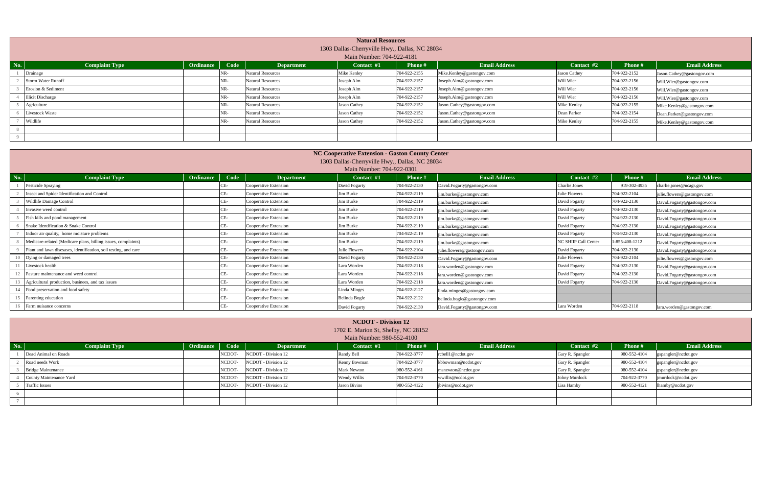## Natural Resources

1303 Dallas-Cherryville Hwy., Dallas, NC 28034

Main Number: 704-922-4181

| No. | Complaint Type | Ordinance | Code | Department | Contact #1 | Phone # | Email Address | Contact #2 | Phone # | Email Address |
|---|---|---|---|---|---|---|---|---|---|---|
| 1 | Drainage | | NR- | Natural Resources | Mike Kenley | 704-922-2155 | Mike.Kenley@gastongov.com | Jason Cathey | 704-922-2152 | Jason.Cathey@gastongov.com |
| 2 | Storm Water Runoff | | NR- | Natural Resources | Joseph Alm | 704-922-2157 | Joseph.Alm@gastongov.com | Will Wier | 704-922-2156 | Will.Wier@gastongov.com |
| 3 | Erosion & Sediment | | NR- | Natural Resources | Joseph Alm | 704-922-2157 | Joseph.Alm@gastongov.com | Will Wier | 704-922-2156 | Will.Wier@gastongov.com |
| 4 | Illicit Discharge | | NR- | Natural Resources | Joseph Alm | 704-922-2157 | Joseph.Alm@gastongov.com | Will Wier | 704-922-2156 | Will.Wier@gastongov.com |
| 5 | Agriculture | | NR- | Natural Resources | Jason Cathey | 704-922-2152 | Jason.Cathey@gastongov.com | Mike Kenley | 704-922-2155 | Mike.Kenley@gastongov.com |
| 6 | Livestock Waste | | NR- | Natural Resources | Jason Cathey | 704-922-2152 | Jason.Cathey@gastongov.com | Dean Parker | 704-922-2154 | Dean.Parker@gastongov.com |
| 7 | Wildlife | | NR- | Natural Resources | Jason Cathey | 704-922-2152 | Jason.Cathey@gastongov.com | Mike Kenley | 704-922-2155 | Mike.Kenley@gastongov.com |
| 8 | | | | | | | | | | |
| 9 | | | | | | | | | | |

## NC Cooperative Extension - Gaston County Center

1303 Dallas-Cherryville Hwy., Dallas, NC 28034

Main Number: 704-922-0301

| No. | Complaint Type | Ordinance | Code | Department | Contact #1 | Phone # | Email Address | Contact #2 | Phone # | Email Address |
|---|---|---|---|---|---|---|---|---|---|---|
| 1 | Pesticide Spraying | | CE- | Cooperative Extension | David Fogarty | 704-922-2130 | David.Fogarty@gastongov.com | Charlie Jones | 919-302-4935 | charlie.jones@ncagr.gov |
| 2 | Insect and Spider Identification and Control | | CE- | Cooperative Extension | Jim Burke | 704-922-2119 | jim.burke@gastongov.com | Julie Flowers | 704-922-2104 | julie.flowers@gastongov.com |
| 3 | Wildlife Damage Control | | CE- | Cooperative Extension | Jim Burke | 704-922-2119 | jim.burke@gastongov.com | David Fogarty | 704-922-2130 | David.Fogarty@gastongov.com |
| 4 | Invasive weed control | | CE- | Cooperative Extension | Jim Burke | 704-922-2119 | jim.burke@gastongov.com | David Fogarty | 704-922-2130 | David.Fogarty@gastongov.com |
| 5 | Fish kills and pond management | | CE- | Cooperative Extension | Jim Burke | 704-922-2119 | jim.burke@gastongov.com | David Fogarty | 704-922-2130 | David.Fogarty@gastongov.com |
| 6 | Snake Identification & Snake Control | | CE- | Cooperative Extension | Jim Burke | 704-922-2119 | jim.burke@gastongov.com | David Fogarty | 704-922-2130 | David.Fogarty@gastongov.com |
| 7 | Indoor air quality, home moisture problems | | CE- | Cooperative Extension | Jim Burke | 704-922-2119 | jim.burke@gastongov.com | David Fogarty | 704-922-2130 | David.Fogarty@gastongov.com |
| 8 | Medicare-related (Medicare plans, billing issues, complaints) | | CE- | Cooperative Extension | Jim Burke | 704-922-2119 | jim.burke@gastongov.com | NC SHIIP Call Center | 1-855-408-1212 | David.Fogarty@gastongov.com |
| 9 | Plant and lawn disesases, identification, soil testing, and care | | CE- | Cooperative Extension | Julie Flowers | 704-922-2104 | julie.flowers@gastongov.com | David Fogarty | 704-922-2130 | David.Fogarty@gastongov.com |
| 10 | Dying or damaged trees | | CE- | Cooperative Extension | David Fogarty | 704-922-2130 | David.Fogarty@gastongov.com | Julie Flowers | 704-922-2104 | julie.flowers@gastongov.com |
| 11 | Livestock health | | CE- | Cooperative Extension | Lara Worden | 704-922-2118 | lara.worden@gastongov.com | David Fogarty | 704-922-2130 | David.Fogarty@gastongov.com |
| 12 | Pasture maintenance and weed control | | CE- | Cooperative Extension | Lara Worden | 704-922-2118 | lara.worden@gastongov.com | David Fogarty | 704-922-2130 | David.Fogarty@gastongov.com |
| 13 | Agricultural production, businees, and tax issues | | CE- | Cooperative Extension | Lara Worden | 704-922-2118 | lara.worden@gastongov.com | David Fogarty | 704-922-2130 | David.Fogarty@gastongov.com |
| 14 | Food preservation and food safety | | CE- | Cooperative Extension | Linda Minges | 704-922-2127 | linda.minges@gastongov.com | | | |
| 15 | Parenting education | | CE- | Cooperative Extension | Belinda Bogle | 704-922-2122 | belinda.bogle@gastongov.com | | | |
| 16 | Farm nuisance concerns | | CE- | Cooperative Extension | David Fogarty | 704-922-2130 | David.Fogarty@gastongov.com | Lara Worden | 704-922-2118 | lara.worden@gastongov.com |

## NCDOT - Division 12

1702 E. Marion St, Shelby, NC 28152

Main Number: 980-552-4100

| No. | Complaint Type | Ordinance | Code | Department | Contact #1 | Phone # | Email Address | Contact #2 | Phone # | Email Address |
|---|---|---|---|---|---|---|---|---|---|---|
| 1 | Dead Animal on Roads | | NCDOT- | NCDOT - Division 12 | Randy Bell | 704-922-3777 | rcbell1@ncdot.gov | Gary R. Spangler | 980-552-4104 | gspangler@ncdot.gov |
| 2 | Road needs Work | | NCDOT- | NCDOT - Division 12 | Kenny Bowman | 704-922-3777 | kbbowman@ncdot.gov | Gary R. Spangler | 980-552-4104 | gspangler@ncdot.gov |
| 3 | Bridge Maintenance | | NCDOT- | NCDOT - Division 12 | Mark Newton | 980-552-4161 | msnewton@ncdot.gov | Gary R. Spangler | 980-552-4104 | gspangler@ncdot.gov |
| 4 | County Maintenance Yard | | NCDOT- | NCDOT - Division 12 | Wendy Willis | 704-922-3770 | wwillis@ncdot.gov | Johny Murdock | 704-922-3770 | jmurdock@ncdot.gov |
| 5 | Traffic Issues | | NCDOT- | NCDOT - Division 12 | Jason Bivins | 980-552-4122 | jbivins@ncdot.gov | Lisa Hamby | 980-552-4121 | lhamby@ncdot.gov |
| 6 | | | | | | | | | | |
| 7 | | | | | | | | | | |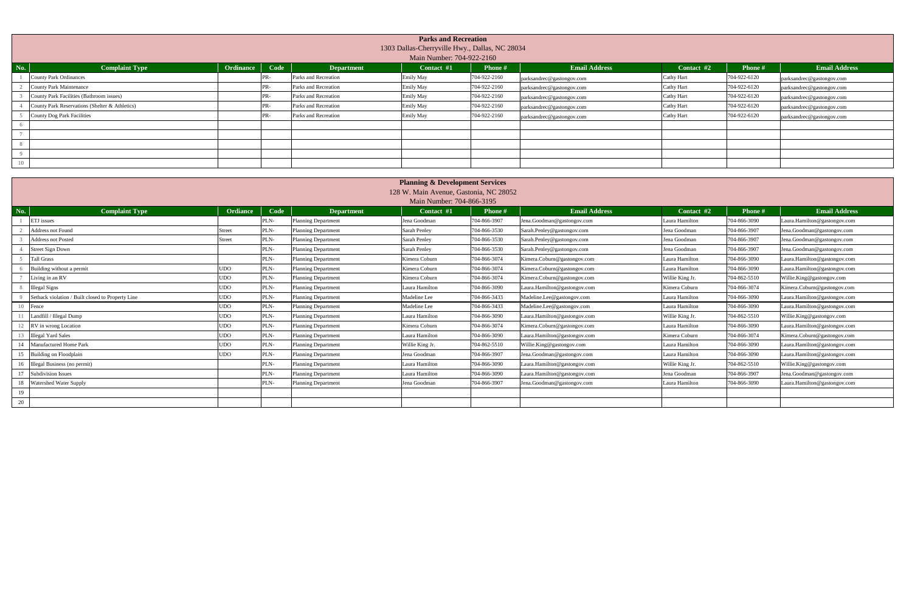## Parks and Recreation

1303 Dallas-Cherryville Hwy., Dallas, NC 28034

Main Number: 704-922-2160

| No. | Complaint Type | Ordinance | Code | Department | Contact #1 | Phone # | Email Address | Contact #2 | Phone # | Email Address |
|---|---|---|---|---|---|---|---|---|---|---|
| 1 | County Park Ordinances | | PR- | Parks and Recreation | Emily May | 704-922-2160 | parksandrec@gastongov.com | Cathy Hart | 704-922-6120 | parksandrec@gastongov.com |
| 2 | County Park Maintenance | | PR- | Parks and Recreation | Emily May | 704-922-2160 | parksandrec@gastongov.com | Cathy Hart | 704-922-6120 | parksandrec@gastongov.com |
| 3 | County Park Facilities (Bathroom issues) | | PR- | Parks and Recreation | Emily May | 704-922-2160 | parksandrec@gastongov.com | Cathy Hart | 704-922-6120 | parksandrec@gastongov.com |
| 4 | County Park Reservations (Shelter & Athletics) | | PR- | Parks and Recreation | Emily May | 704-922-2160 | parksandrec@gastongov.com | Cathy Hart | 704-922-6120 | parksandrec@gastongov.com |
| 5 | County Dog Park Facilities | | PR- | Parks and Recreation | Emily May | 704-922-2160 | parksandrec@gastongov.com | Cathy Hart | 704-922-6120 | parksandrec@gastongov.com |
| 6 | | | | | | | | | | |
| 7 | | | | | | | | | | |
| 8 | | | | | | | | | | |
| 9 | | | | | | | | | | |
| 10 | | | | | | | | | | |

## Planning & Development Services

128 W. Main Avenue, Gastonia, NC 28052

Main Number: 704-866-3195

| No. | Complaint Type | Ordiance | Code | Department | Contact #1 | Phone # | Email Address | Contact #2 | Phone # | Email Address |
|---|---|---|---|---|---|---|---|---|---|---|
| 1 | ETJ issues | | PLN- | Planning Department | Jena Goodman | 704-866-3907 | Jena.Goodman@gastongov.com | Laura Hamilton | 704-866-3090 | Laura.Hamilton@gastongov.com |
| 2 | Address not Found | Street | PLN- | Planning Department | Sarah Penley | 704-866-3530 | Sarah.Penley@gastongov.com | Jena Goodman | 704-866-3907 | Jena.Goodman@gastongov.com |
| 3 | Address not Posted | Street | PLN- | Planning Department | Sarah Penley | 704-866-3530 | Sarah.Penley@gastongov.com | Jena Goodman | 704-866-3907 | Jena.Goodman@gastongov.com |
| 4 | Street Sign Down | | PLN- | Planning Department | Sarah Penley | 704-866-3530 | Sarah.Penley@gastongov.com | Jena Goodman | 704-866-3907 | Jena.Goodman@gastongov.com |
| 5 | Tall Grass | | PLN- | Planning Department | Kimera Coburn | 704-866-3074 | Kimera.Coburn@gastongov.com | Laura Hamilton | 704-866-3090 | Laura.Hamilton@gastongov.com |
| 6 | Building without a permit | UDO | PLN- | Planning Department | Kimera Coburn | 704-866-3074 | Kimera.Coburn@gastongov.com | Laura Hamilton | 704-866-3090 | Laura.Hamilton@gastongov.com |
| 7 | Living in an RV | UDO | PLN- | Planning Department | Kimera Coburn | 704-866-3074 | Kimera.Coburn@gastongov.com | Willie King Jr. | 704-862-5510 | Willie.King@gastongov.com |
| 8 | Illegal Signs | UDO | PLN- | Planning Department | Laura Hamilton | 704-866-3090 | Laura.Hamilton@gastongov.com | Kimera Coburn | 704-866-3074 | Kimera.Coburn@gastongov.com |
| 9 | Setback violation / Built closed to Property Line | UDO | PLN- | Planning Department | Madeline Lee | 704-866-3433 | Madeline.Lee@gastongov.com | Laura Hamilton | 704-866-3090 | Laura.Hamilton@gastongov.com |
| 10 | Fence | UDO | PLN- | Planning Department | Madeline Lee | 704-866-3433 | Madeline.Lee@gastongov.com | Laura Hamilton | 704-866-3090 | Laura.Hamilton@gastongov.com |
| 11 | Landfill / Illegal Dump | UDO | PLN- | Planning Department | Laura Hamilton | 704-866-3090 | Laura.Hamilton@gastongov.com | Willie King Jr. | 704-862-5510 | Willie.King@gastongov.com |
| 12 | RV in wrong Location | UDO | PLN- | Planning Department | Kimera Coburn | 704-866-3074 | Kimera.Coburn@gastongov.com | Laura Hamilton | 704-866-3090 | Laura.Hamilton@gastongov.com |
| 13 | Illegal Yard Sales | UDO | PLN- | Planning Department | Laura Hamilton | 704-866-3090 | Laura.Hamilton@gastongov.com | Kimera Coburn | 704-866-3074 | Kimera.Coburn@gastongov.com |
| 14 | Manufactured Home Park | UDO | PLN- | Planning Department | Willie King Jr. | 704-862-5510 | Willie.King@gastongov.com | Laura Hamilton | 704-866-3090 | Laura.Hamilton@gastongov.com |
| 15 | Building on Floodplain | UDO | PLN- | Planning Department | Jena Goodman | 704-866-3907 | Jena.Goodman@gastongov.com | Laura Hamilton | 704-866-3090 | Laura.Hamilton@gastongov.com |
| 16 | Illegal Business (no permit) | | PLN- | Planning Department | Laura Hamilton | 704-866-3090 | Laura.Hamilton@gastongov.com | Willie King Jr. | 704-862-5510 | Willie.King@gastongov.com |
| 17 | Subdivision Issues | | PLN- | Planning Department | Laura Hamilton | 704-866-3090 | Laura.Hamilton@gastongov.com | Jena Goodman | 704-866-3907 | Jena.Goodman@gastongov.com |
| 18 | Watershed Water Supply | | PLN- | Planning Department | Jena Goodman | 704-866-3907 | Jena.Goodman@gastongov.com | Laura Hamilton | 704-866-3090 | Laura.Hamilton@gastongov.com |
| 19 | | | | | | | | | | |
| 20 | | | | | | | | | | |